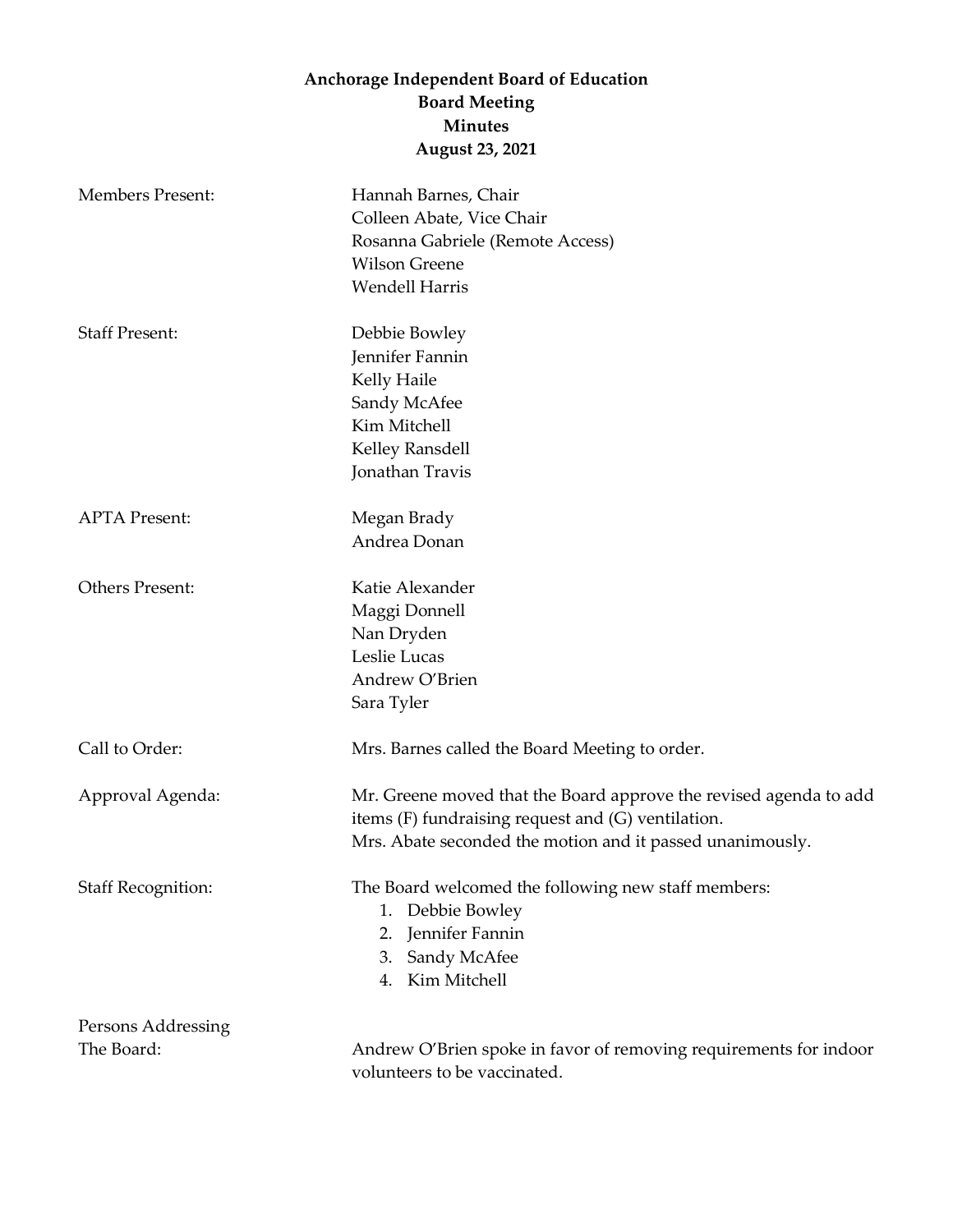**Anchorage Independent Board of Education**
**Board Meeting**
**Minutes**
**August 23, 2021**

Members Present:
Hannah Barnes, Chair
Colleen Abate, Vice Chair
Rosanna Gabriele (Remote Access)
Wilson Greene
Wendell Harris

Staff Present:
Debbie Bowley
Jennifer Fannin
Kelly Haile
Sandy McAfee
Kim Mitchell
Kelley Ransdell
Jonathan Travis

APTA Present:
Megan Brady
Andrea Donan

Others Present:
Katie Alexander
Maggi Donnell
Nan Dryden
Leslie Lucas
Andrew O'Brien
Sara Tyler

Call to Order:
Mrs. Barnes called the Board Meeting to order.

Approval Agenda:
Mr. Greene moved that the Board approve the revised agenda to add items (F) fundraising request and (G) ventilation.
Mrs. Abate seconded the motion and it passed unanimously.

Staff Recognition:
The Board welcomed the following new staff members:

1. Debbie Bowley
2. Jennifer Fannin
3. Sandy McAfee
4. Kim Mitchell

Persons Addressing The Board:
Andrew O'Brien spoke in favor of removing requirements for indoor volunteers to be vaccinated.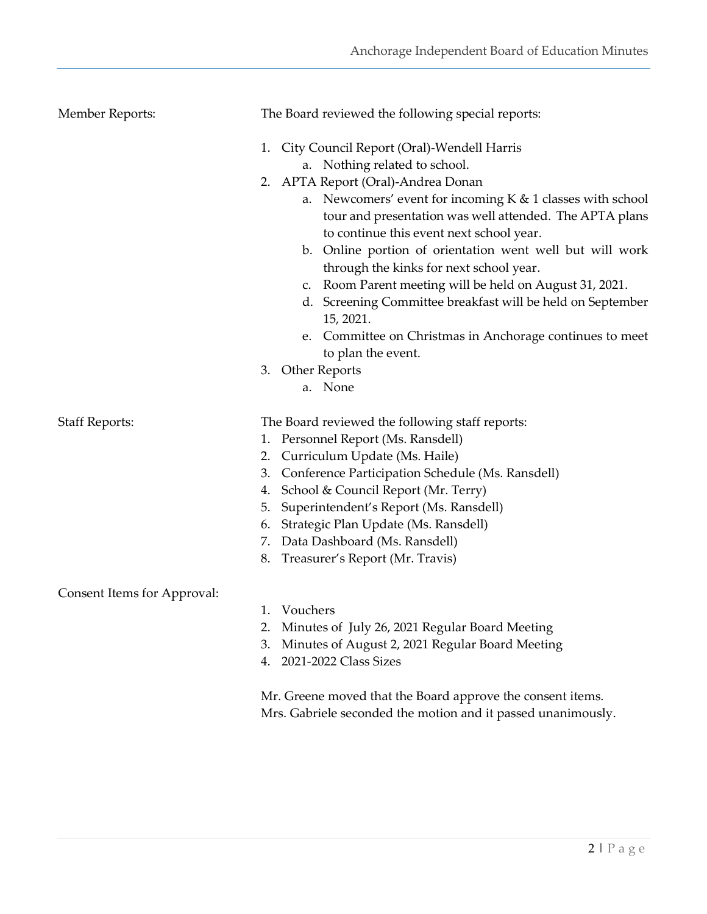**Member Reports:**

The Board reviewed the following special reports:

1. City Council Report (Oral)-Wendell Harris
    a. Nothing related to school.
2. APTA Report (Oral)-Andrea Donan
    a. Newcomers' event for incoming K & 1 classes with school tour and presentation was well attended. The APTA plans to continue this event next school year.
    b. Online portion of orientation went well but will work through the kinks for next school year.
    c. Room Parent meeting will be held on August 31, 2021.
    d. Screening Committee breakfast will be held on September 15, 2021.
    e. Committee on Christmas in Anchorage continues to meet to plan the event.
3. Other Reports
    a. None

**Staff Reports:**

The Board reviewed the following staff reports:

1. Personnel Report (Ms. Ransdell)
2. Curriculum Update (Ms. Haile)
3. Conference Participation Schedule (Ms. Ransdell)
4. School & Council Report (Mr. Terry)
5. Superintendent's Report (Ms. Ransdell)
6. Strategic Plan Update (Ms. Ransdell)
7. Data Dashboard (Ms. Ransdell)
8. Treasurer's Report (Mr. Travis)

**Consent Items for Approval:**

1. Vouchers
2. Minutes of July 26, 2021 Regular Board Meeting
3. Minutes of August 2, 2021 Regular Board Meeting
4. 2021-2022 Class Sizes

Mr. Greene moved that the Board approve the consent items. Mrs. Gabriele seconded the motion and it passed unanimously.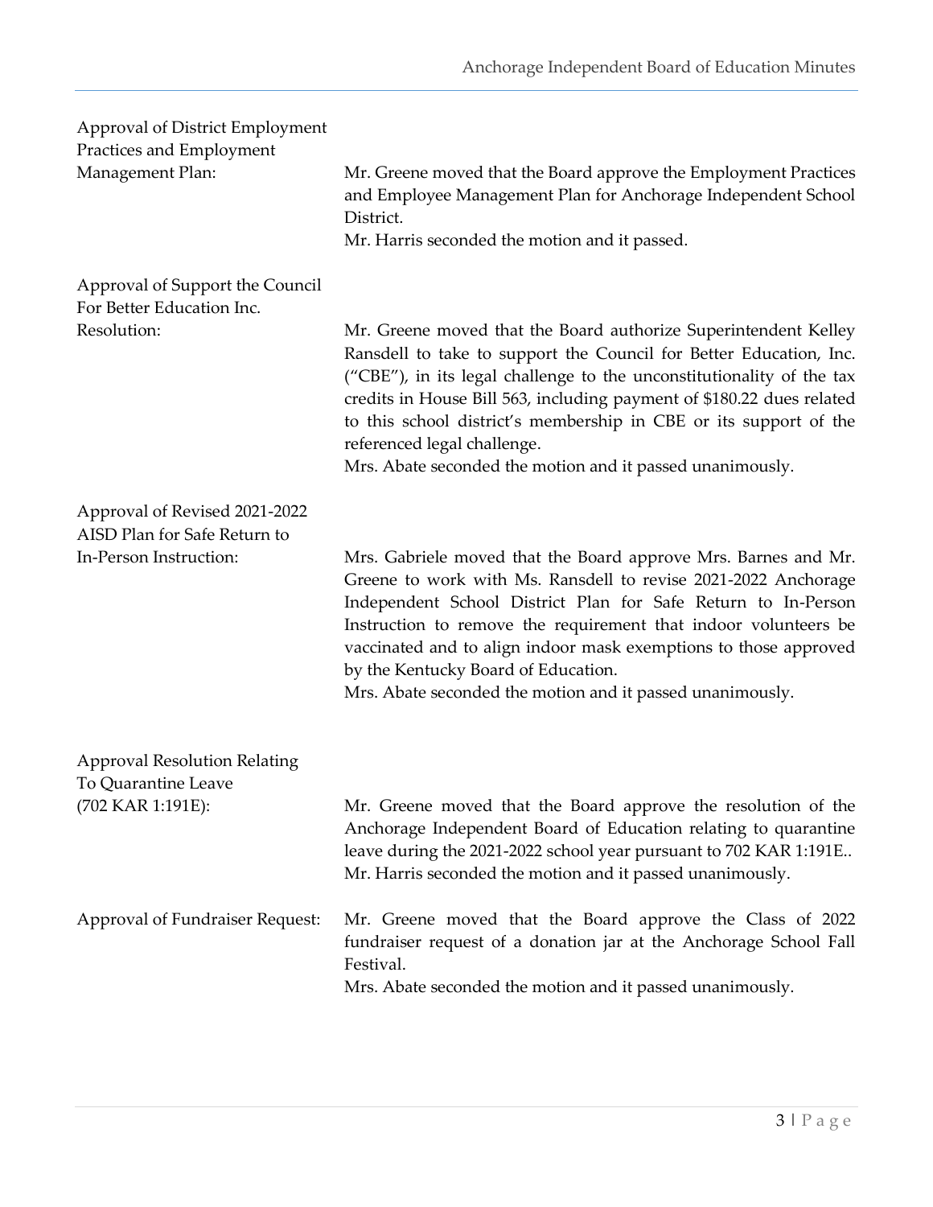**Approval of District Employment Practices and Employment Management Plan:**

Mr. Greene moved that the Board approve the Employment Practices and Employee Management Plan for Anchorage Independent School District.
Mr. Harris seconded the motion and it passed.

**Approval of Support the Council For Better Education Inc. Resolution:**

Mr. Greene moved that the Board authorize Superintendent Kelley Ransdell to take to support the Council for Better Education, Inc. ("CBE"), in its legal challenge to the unconstitutionality of the tax credits in House Bill 563, including payment of $180.22 dues related to this school district's membership in CBE or its support of the referenced legal challenge.
Mrs. Abate seconded the motion and it passed unanimously.

**Approval of Revised 2021-2022 AISD Plan for Safe Return to In-Person Instruction:**

Mrs. Gabriele moved that the Board approve Mrs. Barnes and Mr. Greene to work with Ms. Ransdell to revise 2021-2022 Anchorage Independent School District Plan for Safe Return to In-Person Instruction to remove the requirement that indoor volunteers be vaccinated and to align indoor mask exemptions to those approved by the Kentucky Board of Education.
Mrs. Abate seconded the motion and it passed unanimously.

**Approval Resolution Relating To Quarantine Leave (702 KAR 1:191E):**

Mr. Greene moved that the Board approve the resolution of the Anchorage Independent Board of Education relating to quarantine leave during the 2021-2022 school year pursuant to 702 KAR 1:191E..
Mr. Harris seconded the motion and it passed unanimously.

**Approval of Fundraiser Request:**

Mr. Greene moved that the Board approve the Class of 2022 fundraiser request of a donation jar at the Anchorage School Fall Festival.
Mrs. Abate seconded the motion and it passed unanimously.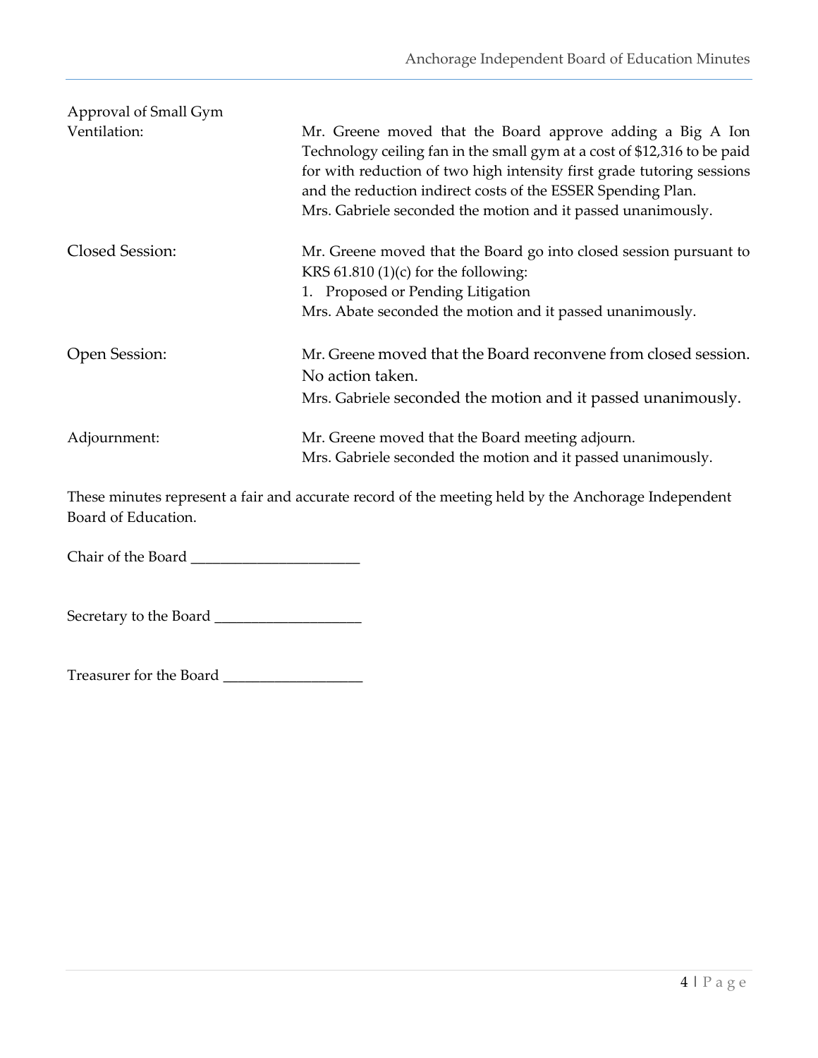Approval of Small Gym Ventilation:

Mr. Greene moved that the Board approve adding a Big A Ion Technology ceiling fan in the small gym at a cost of $12,316 to be paid for with reduction of two high intensity first grade tutoring sessions and the reduction indirect costs of the ESSER Spending Plan.
Mrs. Gabriele seconded the motion and it passed unanimously.

Closed Session:

Mr. Greene moved that the Board go into closed session pursuant to KRS 61.810 (1)(c) for the following:

1. Proposed or Pending Litigation

Mrs. Abate seconded the motion and it passed unanimously.

Open Session:

Mr. Greene moved that the Board reconvene from closed session. No action taken.
Mrs. Gabriele seconded the motion and it passed unanimously.

Adjournment:

Mr. Greene moved that the Board meeting adjourn.
Mrs. Gabriele seconded the motion and it passed unanimously.

These minutes represent a fair and accurate record of the meeting held by the Anchorage Independent Board of Education.

Chair of the Board ______________________

Secretary to the Board ___________________

Treasurer for the Board __________________